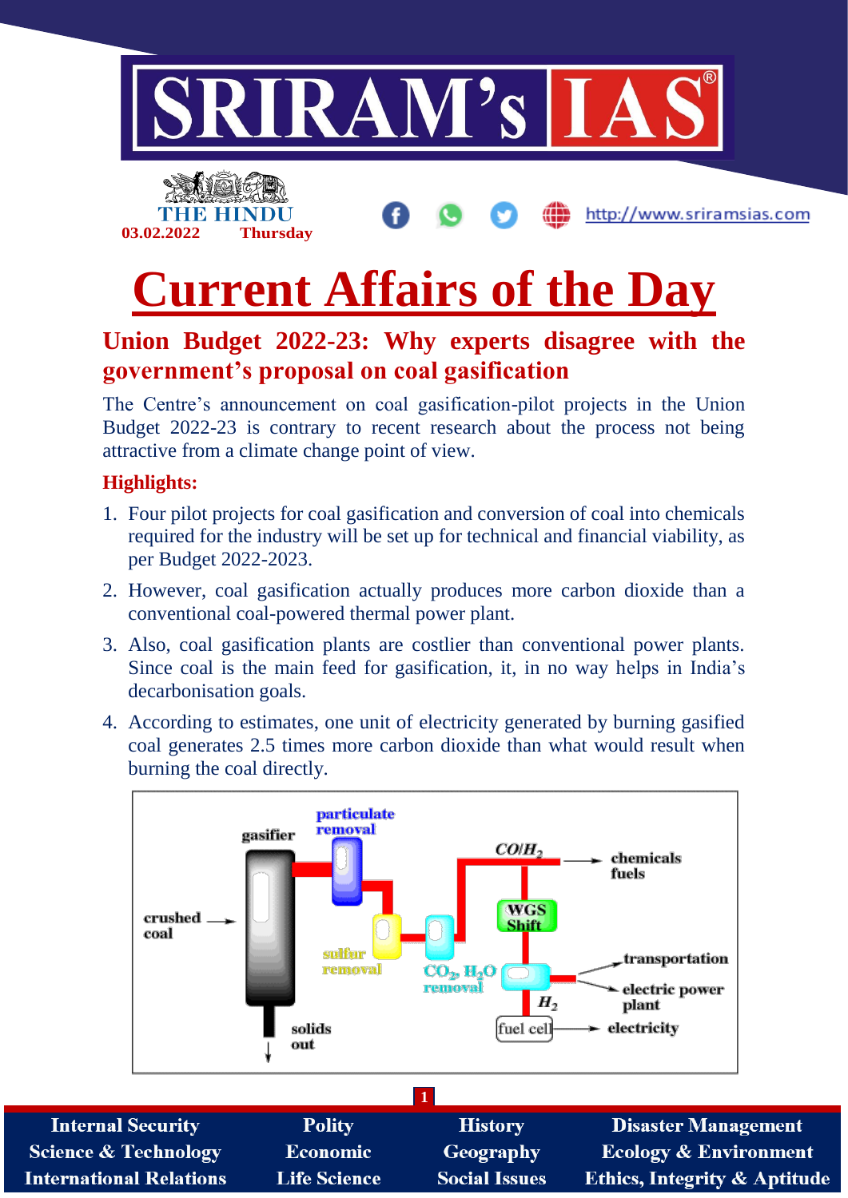# Current Affairs of the Day

## Union Budget 2022-23: Why experts disagree with the government's proposal on coal gasification

The Centre's announcement on coal gasification-pilot projects in the Union Budget 2022-23 is contrary to recent research about the process not being attractive from a climate change point of view.

### Highlights:

1. Four pilot projects for coal gasification and conversion of coal into chemicals required for the industry will be set up for technical and financial viability, as per Budget 2022-2023.
2. However, coal gasification actually produces more carbon dioxide than a conventional coal-powered thermal power plant.
3. Also, coal gasification plants are costlier than conventional power plants. Since coal is the main feed for gasification, it, in no way helps in India's decarbonisation goals.
4. According to estimates, one unit of electricity generated by burning gasified coal generates 2.5 times more carbon dioxide than what would result when burning the coal directly.

crushed coal → gasifier → particulate removal → sulfur removal → $CO_2$, $H_2O$ removal → $CO/H_2$ → chemicals fuels; WGS Shift → transportation, electric power plant; $H_2$ → fuel cell → electricity; solids out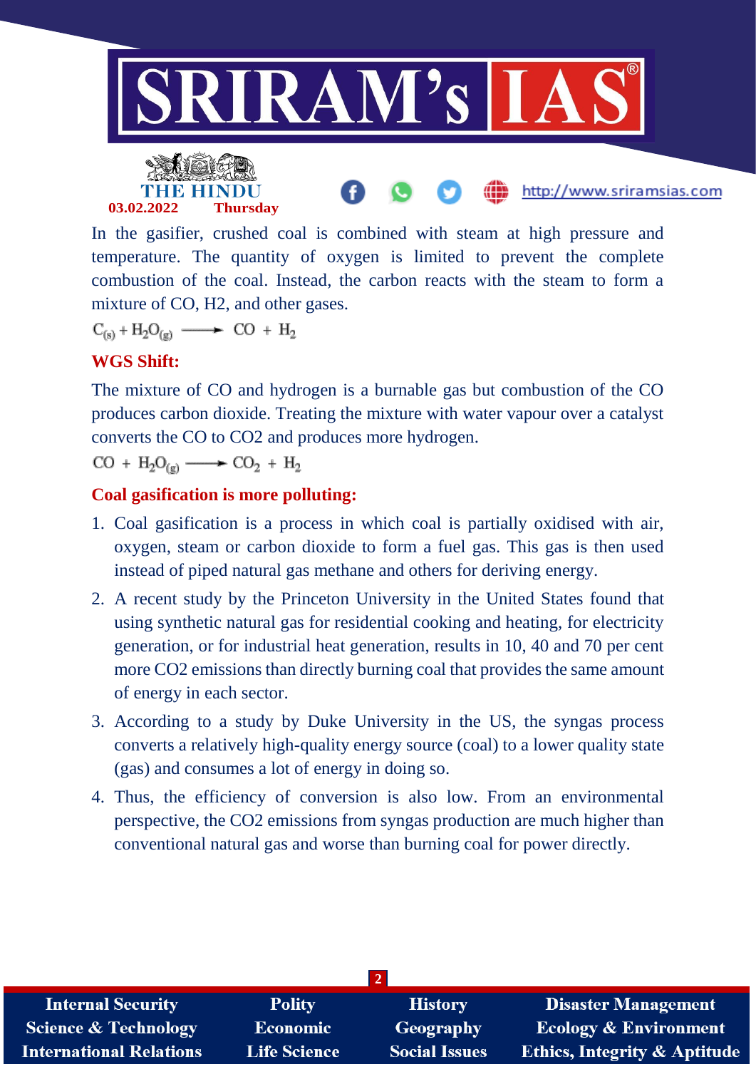In the gasifier, crushed coal is combined with steam at high pressure and temperature. The quantity of oxygen is limited to prevent the complete combustion of the coal. Instead, the carbon reacts with the steam to form a mixture of CO, H2, and other gases.

$$C_{(s)} + H_2O_{(g)} \longrightarrow CO + H_2$$

**WGS Shift:**

The mixture of CO and hydrogen is a burnable gas but combustion of the CO produces carbon dioxide. Treating the mixture with water vapour over a catalyst converts the CO to CO2 and produces more hydrogen.

$$CO + H_2O_{(g)} \longrightarrow CO_2 + H_2$$

**Coal gasification is more polluting:**

1. Coal gasification is a process in which coal is partially oxidised with air, oxygen, steam or carbon dioxide to form a fuel gas. This gas is then used instead of piped natural gas methane and others for deriving energy.
2. A recent study by the Princeton University in the United States found that using synthetic natural gas for residential cooking and heating, for electricity generation, or for industrial heat generation, results in 10, 40 and 70 per cent more CO2 emissions than directly burning coal that provides the same amount of energy in each sector.
3. According to a study by Duke University in the US, the syngas process converts a relatively high-quality energy source (coal) to a lower quality state (gas) and consumes a lot of energy in doing so.
4. Thus, the efficiency of conversion is also low. From an environmental perspective, the CO2 emissions from syngas production are much higher than conventional natural gas and worse than burning coal for power directly.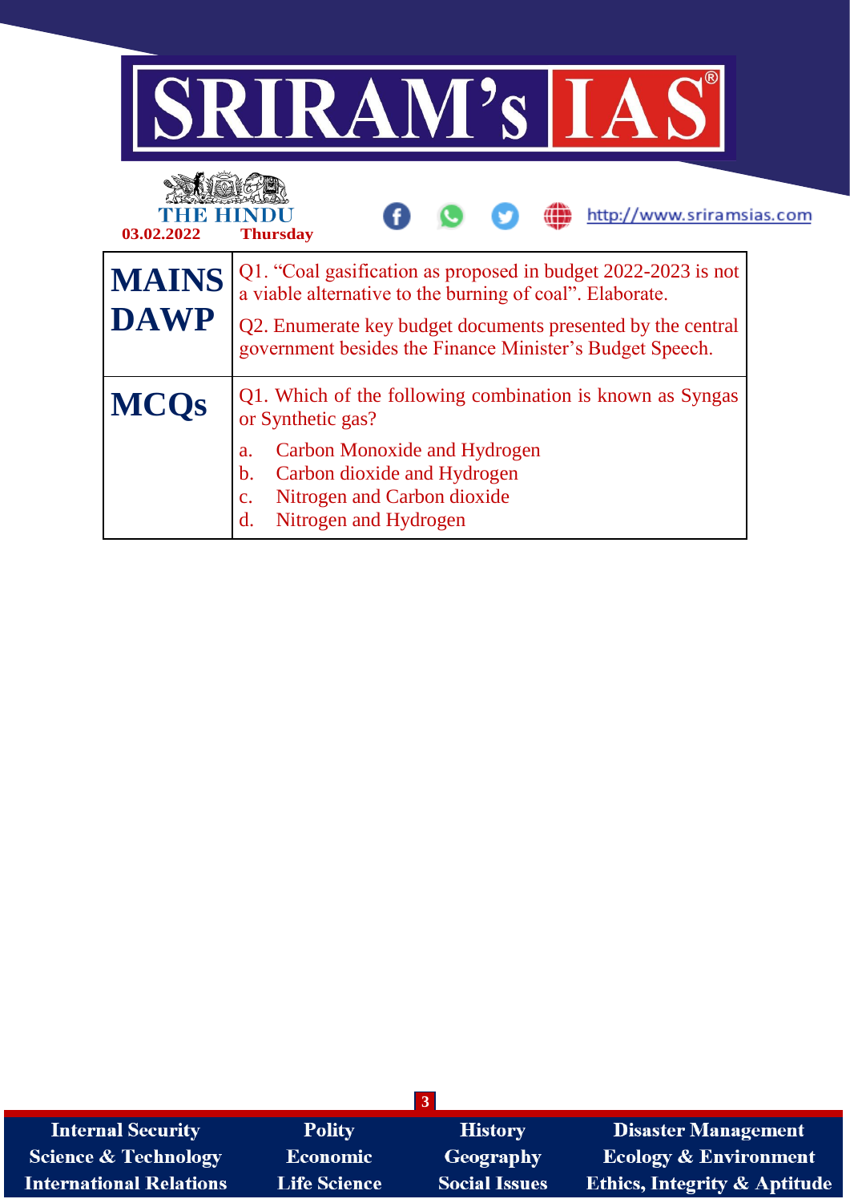| | |
|---|---|
| **MAINS DAWP** | Q1. "Coal gasification as proposed in budget 2022-2023 is not a viable alternative to the burning of coal". Elaborate.<br><br>Q2. Enumerate key budget documents presented by the central government besides the Finance Minister's Budget Speech. |
| **MCQs** | Q1. Which of the following combination is known as Syngas or Synthetic gas?<br><br>a. Carbon Monoxide and Hydrogen<br>b. Carbon dioxide and Hydrogen<br>c. Nitrogen and Carbon dioxide<br>d. Nitrogen and Hydrogen |